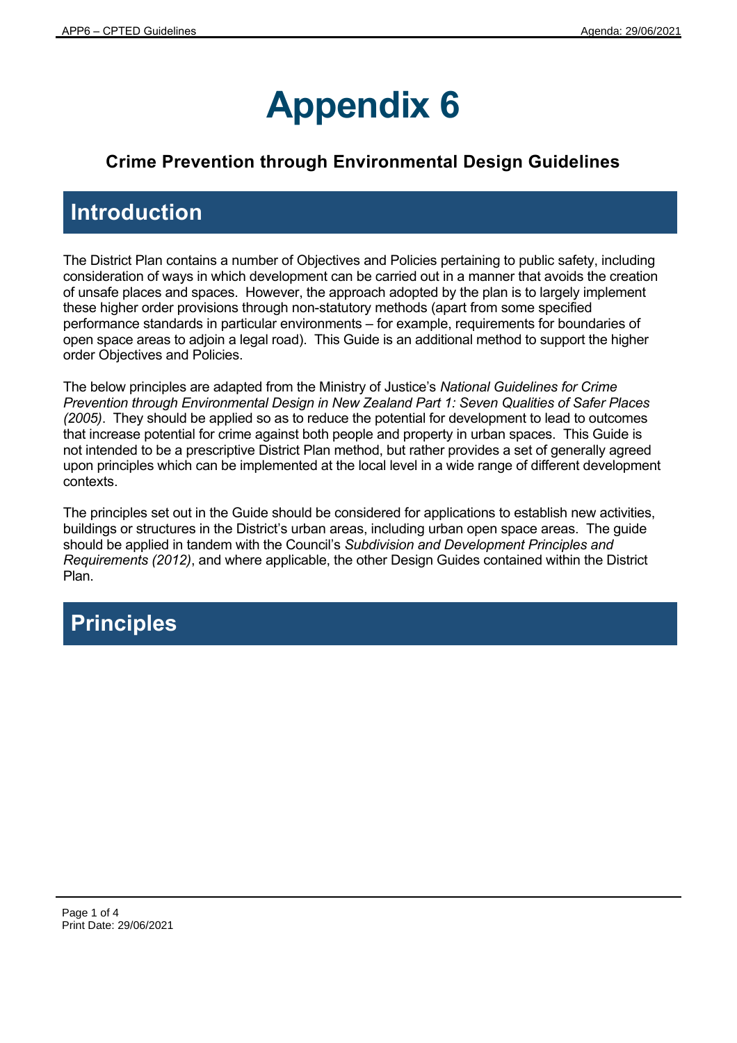# Appendix 6

### Crime Prevention through Environmental Design Guidelines

## Introduction

The District Plan contains a number of Objectives and Policies pertaining to public safety, including consideration of ways in which development can be carried out in a manner that avoids the creation of unsafe places and spaces. However, the approach adopted by the plan is to largely implement these higher order provisions through non-statutory methods (apart from some specified performance standards in particular environments – for example, requirements for boundaries of open space areas to adjoin a legal road). This Guide is an additional method to support the higher order Objectives and Policies.

The below principles are adapted from the Ministry of Justice's *National Guidelines for Crime Prevention through Environmental Design in New Zealand Part 1: Seven Qualities of Safer Places (2005)*. They should be applied so as to reduce the potential for development to lead to outcomes that increase potential for crime against both people and property in urban spaces. This Guide is not intended to be a prescriptive District Plan method, but rather provides a set of generally agreed upon principles which can be implemented at the local level in a wide range of different development contexts.

The principles set out in the Guide should be considered for applications to establish new activities, buildings or structures in the District's urban areas, including urban open space areas. The guide should be applied in tandem with the Council's *Subdivision and Development Principles and Requirements (2012)*, and where applicable, the other Design Guides contained within the District Plan.

## Principles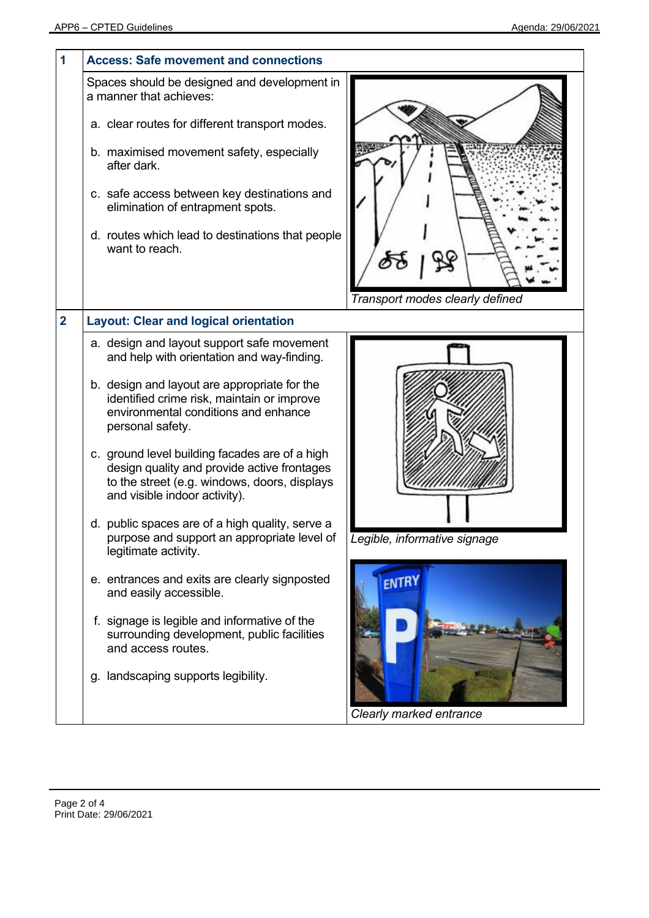| 1 | **Access: Safe movement and connections** | |
|---|---|---|
| | Spaces should be designed and development in a manner that achieves:<br><br>a. clear routes for different transport modes.<br><br>b. maximised movement safety, especially after dark.<br><br>c. safe access between key destinations and elimination of entrapment spots.<br><br>d. routes which lead to destinations that people want to reach. | *Transport modes clearly defined* |
| **2** | **Layout: Clear and logical orientation** | |
| | a. design and layout support safe movement and help with orientation and way-finding.<br><br>b. design and layout are appropriate for the identified crime risk, maintain or improve environmental conditions and enhance personal safety.<br><br>c. ground level building facades are of a high design quality and provide active frontages to the street (e.g. windows, doors, displays and visible indoor activity).<br><br>d. public spaces are of a high quality, serve a purpose and support an appropriate level of legitimate activity.<br><br>e. entrances and exits are clearly signposted and easily accessible.<br><br>f. signage is legible and informative of the surrounding development, public facilities and access routes.<br><br>g. landscaping supports legibility. | *Legible, informative signage*<br><br>*Clearly marked entrance* |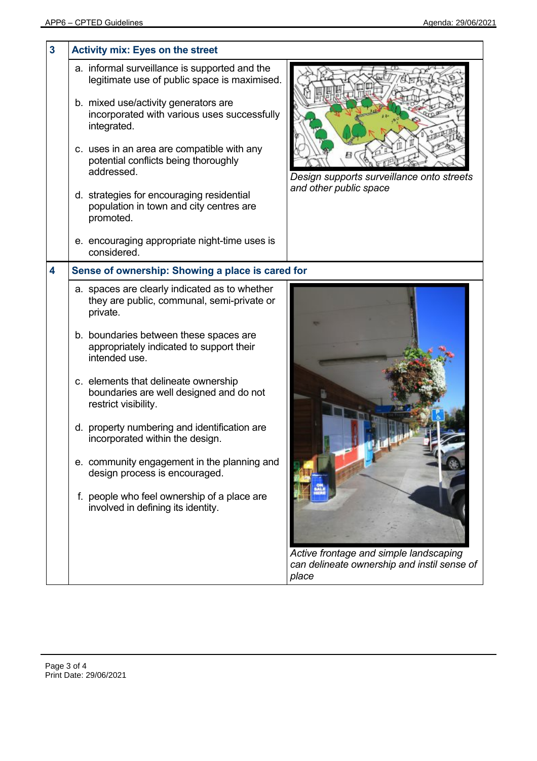| 3 | Activity mix: Eyes on the street | |
|---|---|---|
| | a. informal surveillance is supported and the legitimate use of public space is maximised.<br><br>b. mixed use/activity generators are incorporated with various uses successfully integrated.<br><br>c. uses in an area are compatible with any potential conflicts being thoroughly addressed.<br><br>d. strategies for encouraging residential population in town and city centres are promoted.<br><br>e. encouraging appropriate night-time uses is considered. | *Design supports surveillance onto streets and other public space* |
| **4** | **Sense of ownership: Showing a place is cared for** | |
| | a. spaces are clearly indicated as to whether they are public, communal, semi-private or private.<br><br>b. boundaries between these spaces are appropriately indicated to support their intended use.<br><br>c. elements that delineate ownership boundaries are well designed and do not restrict visibility.<br><br>d. property numbering and identification are incorporated within the design.<br><br>e. community engagement in the planning and design process is encouraged.<br><br>f. people who feel ownership of a place are involved in defining its identity. | *Active frontage and simple landscaping can delineate ownership and instil sense of place* |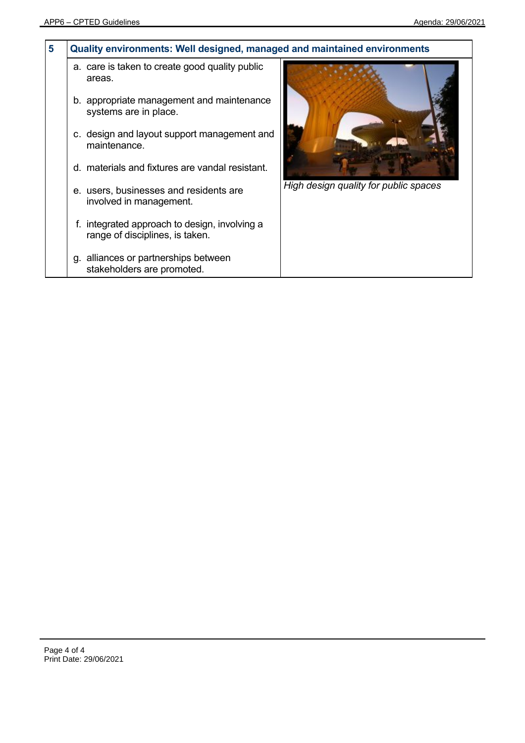| | |
|---|---|
| 5 | **Quality environments: Well designed, managed and maintained environments** |

a. care is taken to create good quality public areas.

b. appropriate management and maintenance systems are in place.

c. design and layout support management and maintenance.

d. materials and fixtures are vandal resistant.

e. users, businesses and residents are involved in management.

f. integrated approach to design, involving a range of disciplines, is taken.

g. alliances or partnerships between stakeholders are promoted.

*High design quality for public spaces*